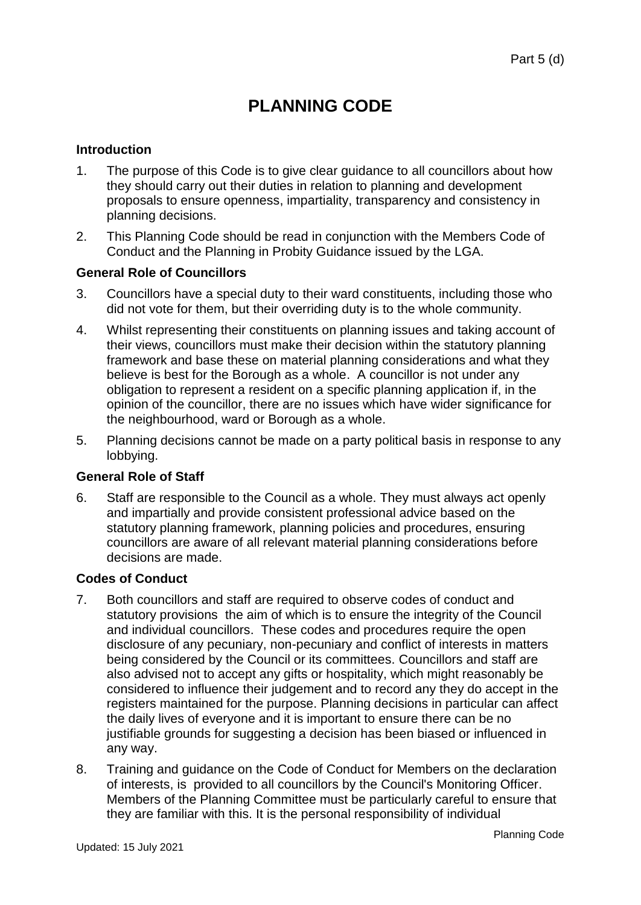# PLANNING CODE

### Introduction

1. The purpose of this Code is to give clear guidance to all councillors about how they should carry out their duties in relation to planning and development proposals to ensure openness, impartiality, transparency and consistency in planning decisions.
2. This Planning Code should be read in conjunction with the Members Code of Conduct and the Planning in Probity Guidance issued by the LGA.

### General Role of Councillors

3. Councillors have a special duty to their ward constituents, including those who did not vote for them, but their overriding duty is to the whole community.
4. Whilst representing their constituents on planning issues and taking account of their views, councillors must make their decision within the statutory planning framework and base these on material planning considerations and what they believe is best for the Borough as a whole. A councillor is not under any obligation to represent a resident on a specific planning application if, in the opinion of the councillor, there are no issues which have wider significance for the neighbourhood, ward or Borough as a whole.
5. Planning decisions cannot be made on a party political basis in response to any lobbying.

### General Role of Staff

6. Staff are responsible to the Council as a whole. They must always act openly and impartially and provide consistent professional advice based on the statutory planning framework, planning policies and procedures, ensuring councillors are aware of all relevant material planning considerations before decisions are made.

### Codes of Conduct

7. Both councillors and staff are required to observe codes of conduct and statutory provisions the aim of which is to ensure the integrity of the Council and individual councillors. These codes and procedures require the open disclosure of any pecuniary, non-pecuniary and conflict of interests in matters being considered by the Council or its committees. Councillors and staff are also advised not to accept any gifts or hospitality, which might reasonably be considered to influence their judgement and to record any they do accept in the registers maintained for the purpose. Planning decisions in particular can affect the daily lives of everyone and it is important to ensure there can be no justifiable grounds for suggesting a decision has been biased or influenced in any way.
8. Training and guidance on the Code of Conduct for Members on the declaration of interests, is provided to all councillors by the Council's Monitoring Officer. Members of the Planning Committee must be particularly careful to ensure that they are familiar with this. It is the personal responsibility of individual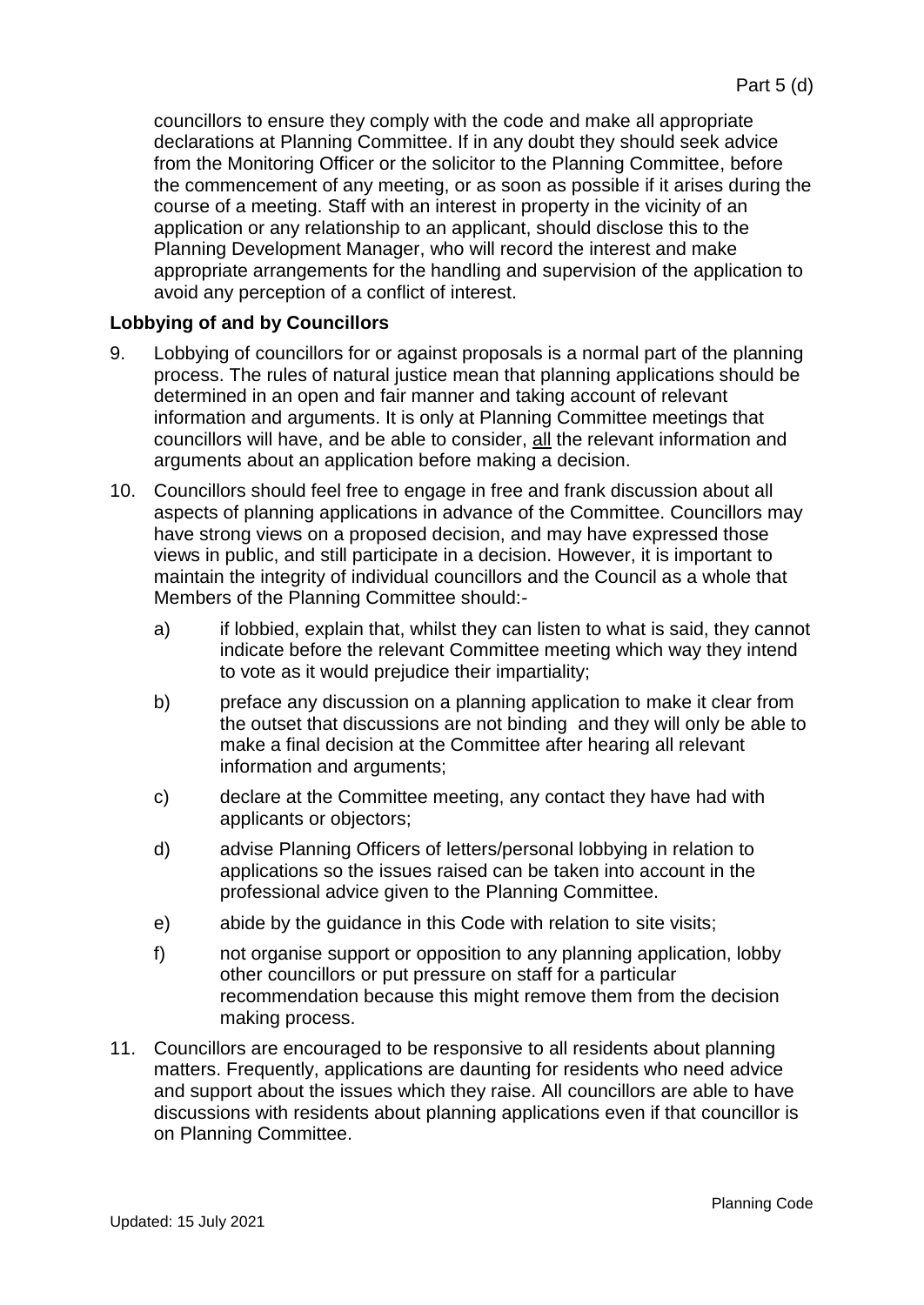councillors to ensure they comply with the code and make all appropriate declarations at Planning Committee. If in any doubt they should seek advice from the Monitoring Officer or the solicitor to the Planning Committee, before the commencement of any meeting, or as soon as possible if it arises during the course of a meeting. Staff with an interest in property in the vicinity of an application or any relationship to an applicant, should disclose this to the Planning Development Manager, who will record the interest and make appropriate arrangements for the handling and supervision of the application to avoid any perception of a conflict of interest.

**Lobbying of and by Councillors**

9. Lobbying of councillors for or against proposals is a normal part of the planning process. The rules of natural justice mean that planning applications should be determined in an open and fair manner and taking account of relevant information and arguments. It is only at Planning Committee meetings that councillors will have, and be able to consider, all the relevant information and arguments about an application before making a decision.

10. Councillors should feel free to engage in free and frank discussion about all aspects of planning applications in advance of the Committee. Councillors may have strong views on a proposed decision, and may have expressed those views in public, and still participate in a decision. However, it is important to maintain the integrity of individual councillors and the Council as a whole that Members of the Planning Committee should:-

    a) if lobbied, explain that, whilst they can listen to what is said, they cannot indicate before the relevant Committee meeting which way they intend to vote as it would prejudice their impartiality;

    b) preface any discussion on a planning application to make it clear from the outset that discussions are not binding and they will only be able to make a final decision at the Committee after hearing all relevant information and arguments;

    c) declare at the Committee meeting, any contact they have had with applicants or objectors;

    d) advise Planning Officers of letters/personal lobbying in relation to applications so the issues raised can be taken into account in the professional advice given to the Planning Committee.

    e) abide by the guidance in this Code with relation to site visits;

    f) not organise support or opposition to any planning application, lobby other councillors or put pressure on staff for a particular recommendation because this might remove them from the decision making process.

11. Councillors are encouraged to be responsive to all residents about planning matters. Frequently, applications are daunting for residents who need advice and support about the issues which they raise. All councillors are able to have discussions with residents about planning applications even if that councillor is on Planning Committee.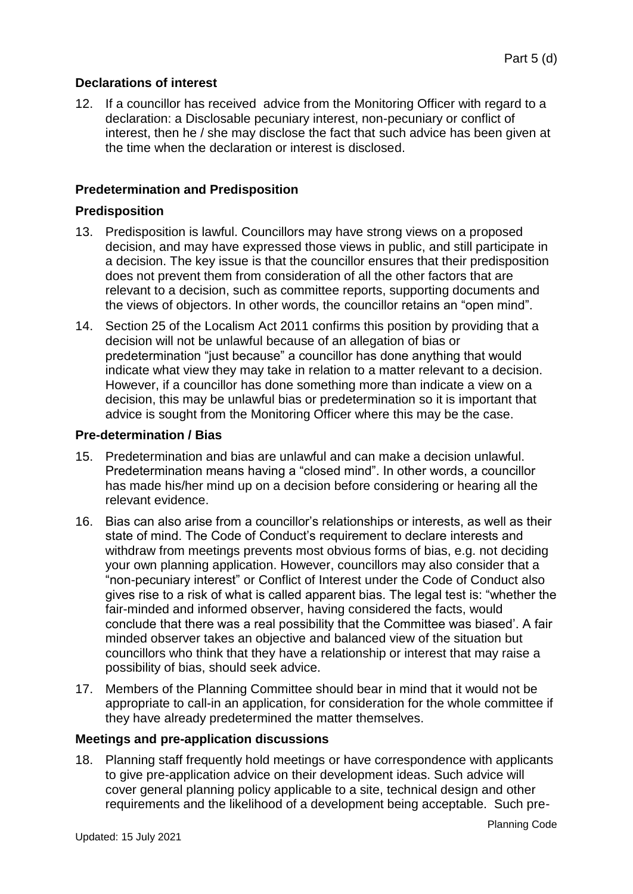### Declarations of interest

12. If a councillor has received  advice from the Monitoring Officer with regard to a declaration: a Disclosable pecuniary interest, non-pecuniary or conflict of interest, then he / she may disclose the fact that such advice has been given at the time when the declaration or interest is disclosed.

### Predetermination and Predisposition

### Predisposition

13. Predisposition is lawful. Councillors may have strong views on a proposed decision, and may have expressed those views in public, and still participate in a decision. The key issue is that the councillor ensures that their predisposition does not prevent them from consideration of all the other factors that are relevant to a decision, such as committee reports, supporting documents and the views of objectors. In other words, the councillor retains an "open mind".

14. Section 25 of the Localism Act 2011 confirms this position by providing that a decision will not be unlawful because of an allegation of bias or predetermination "just because" a councillor has done anything that would indicate what view they may take in relation to a matter relevant to a decision. However, if a councillor has done something more than indicate a view on a decision, this may be unlawful bias or predetermination so it is important that advice is sought from the Monitoring Officer where this may be the case.

### Pre-determination / Bias

15. Predetermination and bias are unlawful and can make a decision unlawful. Predetermination means having a "closed mind". In other words, a councillor has made his/her mind up on a decision before considering or hearing all the relevant evidence.

16. Bias can also arise from a councillor's relationships or interests, as well as their state of mind. The Code of Conduct's requirement to declare interests and withdraw from meetings prevents most obvious forms of bias, e.g. not deciding your own planning application. However, councillors may also consider that a "non-pecuniary interest" or Conflict of Interest under the Code of Conduct also gives rise to a risk of what is called apparent bias. The legal test is: "whether the fair-minded and informed observer, having considered the facts, would conclude that there was a real possibility that the Committee was biased'. A fair minded observer takes an objective and balanced view of the situation but councillors who think that they have a relationship or interest that may raise a possibility of bias, should seek advice.

17. Members of the Planning Committee should bear in mind that it would not be appropriate to call-in an application, for consideration for the whole committee if they have already predetermined the matter themselves.

### Meetings and pre-application discussions

18. Planning staff frequently hold meetings or have correspondence with applicants to give pre-application advice on their development ideas. Such advice will cover general planning policy applicable to a site, technical design and other requirements and the likelihood of a development being acceptable.  Such pre-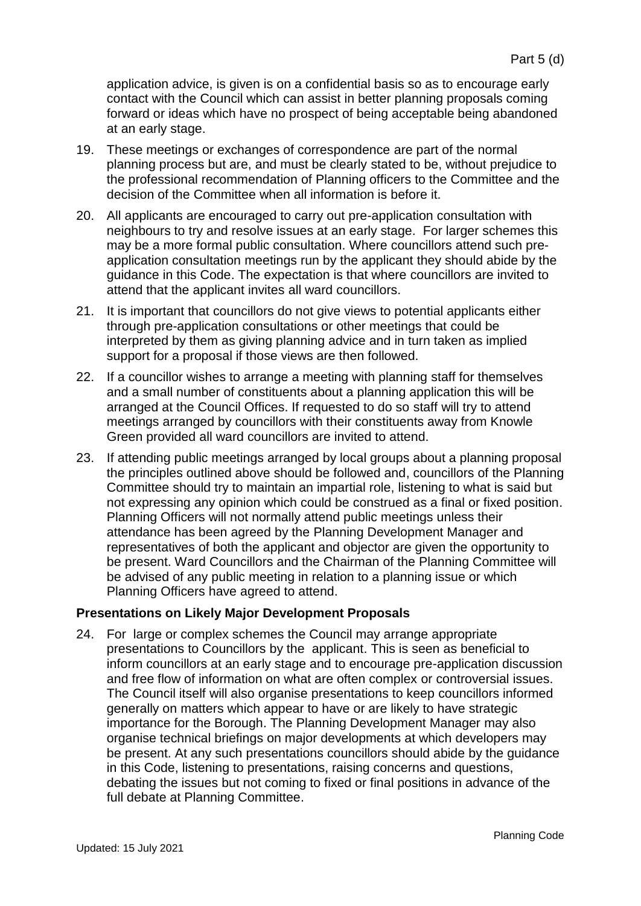application advice, is given is on a confidential basis so as to encourage early contact with the Council which can assist in better planning proposals coming forward or ideas which have no prospect of being acceptable being abandoned at an early stage.

19. These meetings or exchanges of correspondence are part of the normal planning process but are, and must be clearly stated to be, without prejudice to the professional recommendation of Planning officers to the Committee and the decision of the Committee when all information is before it.

20. All applicants are encouraged to carry out pre-application consultation with neighbours to try and resolve issues at an early stage. For larger schemes this may be a more formal public consultation. Where councillors attend such pre-application consultation meetings run by the applicant they should abide by the guidance in this Code. The expectation is that where councillors are invited to attend that the applicant invites all ward councillors.

21. It is important that councillors do not give views to potential applicants either through pre-application consultations or other meetings that could be interpreted by them as giving planning advice and in turn taken as implied support for a proposal if those views are then followed.

22. If a councillor wishes to arrange a meeting with planning staff for themselves and a small number of constituents about a planning application this will be arranged at the Council Offices. If requested to do so staff will try to attend meetings arranged by councillors with their constituents away from Knowle Green provided all ward councillors are invited to attend.

23. If attending public meetings arranged by local groups about a planning proposal the principles outlined above should be followed and, councillors of the Planning Committee should try to maintain an impartial role, listening to what is said but not expressing any opinion which could be construed as a final or fixed position. Planning Officers will not normally attend public meetings unless their attendance has been agreed by the Planning Development Manager and representatives of both the applicant and objector are given the opportunity to be present. Ward Councillors and the Chairman of the Planning Committee will be advised of any public meeting in relation to a planning issue or which Planning Officers have agreed to attend.

### Presentations on Likely Major Development Proposals

24. For large or complex schemes the Council may arrange appropriate presentations to Councillors by the applicant. This is seen as beneficial to inform councillors at an early stage and to encourage pre-application discussion and free flow of information on what are often complex or controversial issues. The Council itself will also organise presentations to keep councillors informed generally on matters which appear to have or are likely to have strategic importance for the Borough. The Planning Development Manager may also organise technical briefings on major developments at which developers may be present. At any such presentations councillors should abide by the guidance in this Code, listening to presentations, raising concerns and questions, debating the issues but not coming to fixed or final positions in advance of the full debate at Planning Committee.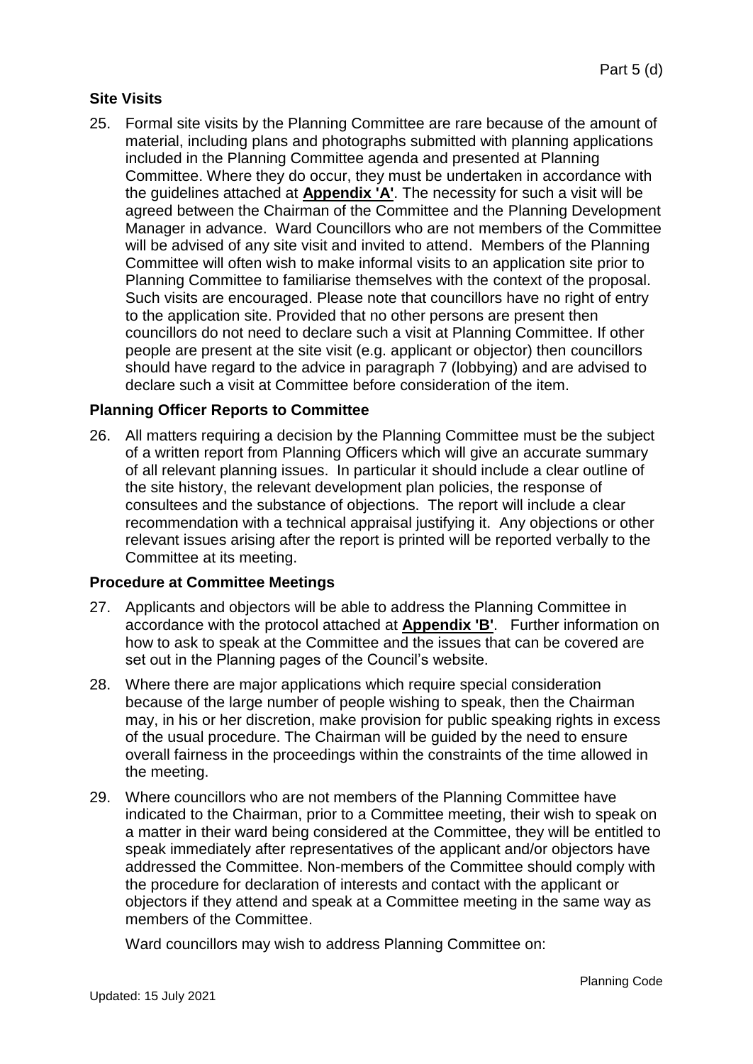## Site Visits

25. Formal site visits by the Planning Committee are rare because of the amount of material, including plans and photographs submitted with planning applications included in the Planning Committee agenda and presented at Planning Committee. Where they do occur, they must be undertaken in accordance with the guidelines attached at **Appendix 'A'**. The necessity for such a visit will be agreed between the Chairman of the Committee and the Planning Development Manager in advance. Ward Councillors who are not members of the Committee will be advised of any site visit and invited to attend. Members of the Planning Committee will often wish to make informal visits to an application site prior to Planning Committee to familiarise themselves with the context of the proposal. Such visits are encouraged. Please note that councillors have no right of entry to the application site. Provided that no other persons are present then councillors do not need to declare such a visit at Planning Committee. If other people are present at the site visit (e.g. applicant or objector) then councillors should have regard to the advice in paragraph 7 (lobbying) and are advised to declare such a visit at Committee before consideration of the item.

## Planning Officer Reports to Committee

26. All matters requiring a decision by the Planning Committee must be the subject of a written report from Planning Officers which will give an accurate summary of all relevant planning issues. In particular it should include a clear outline of the site history, the relevant development plan policies, the response of consultees and the substance of objections. The report will include a clear recommendation with a technical appraisal justifying it. Any objections or other relevant issues arising after the report is printed will be reported verbally to the Committee at its meeting.

## Procedure at Committee Meetings

27. Applicants and objectors will be able to address the Planning Committee in accordance with the protocol attached at **Appendix 'B'**. Further information on how to ask to speak at the Committee and the issues that can be covered are set out in the Planning pages of the Council's website.

28. Where there are major applications which require special consideration because of the large number of people wishing to speak, then the Chairman may, in his or her discretion, make provision for public speaking rights in excess of the usual procedure. The Chairman will be guided by the need to ensure overall fairness in the proceedings within the constraints of the time allowed in the meeting.

29. Where councillors who are not members of the Planning Committee have indicated to the Chairman, prior to a Committee meeting, their wish to speak on a matter in their ward being considered at the Committee, they will be entitled to speak immediately after representatives of the applicant and/or objectors have addressed the Committee. Non-members of the Committee should comply with the procedure for declaration of interests and contact with the applicant or objectors if they attend and speak at a Committee meeting in the same way as members of the Committee.

    Ward councillors may wish to address Planning Committee on: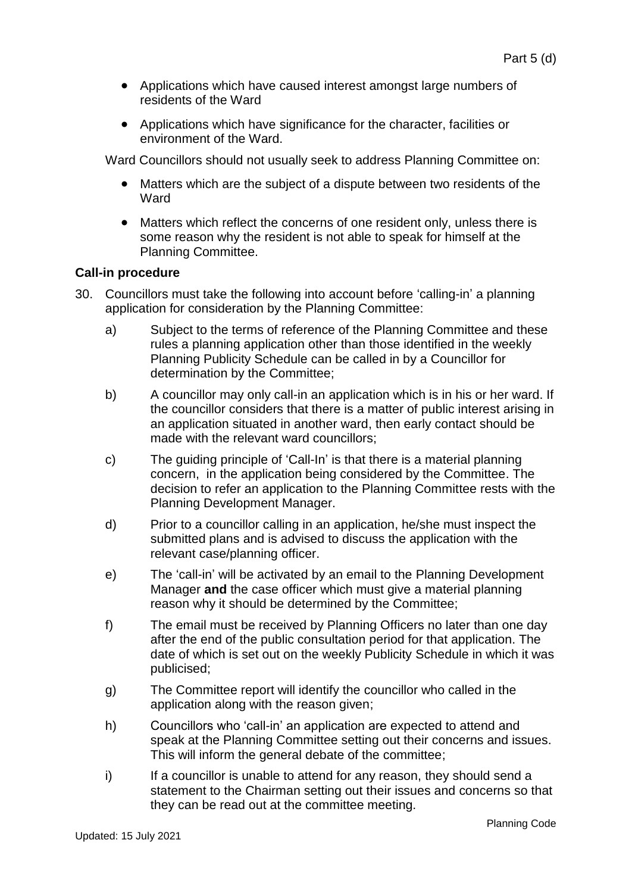- Applications which have caused interest amongst large numbers of residents of the Ward
- Applications which have significance for the character, facilities or environment of the Ward.

Ward Councillors should not usually seek to address Planning Committee on:

- Matters which are the subject of a dispute between two residents of the Ward
- Matters which reflect the concerns of one resident only, unless there is some reason why the resident is not able to speak for himself at the Planning Committee.

**Call-in procedure**

30. Councillors must take the following into account before 'calling-in' a planning application for consideration by the Planning Committee:

    a) Subject to the terms of reference of the Planning Committee and these rules a planning application other than those identified in the weekly Planning Publicity Schedule can be called in by a Councillor for determination by the Committee;

    b) A councillor may only call-in an application which is in his or her ward. If the councillor considers that there is a matter of public interest arising in an application situated in another ward, then early contact should be made with the relevant ward councillors;

    c) The guiding principle of 'Call-In' is that there is a material planning concern, in the application being considered by the Committee. The decision to refer an application to the Planning Committee rests with the Planning Development Manager.

    d) Prior to a councillor calling in an application, he/she must inspect the submitted plans and is advised to discuss the application with the relevant case/planning officer.

    e) The 'call-in' will be activated by an email to the Planning Development Manager **and** the case officer which must give a material planning reason why it should be determined by the Committee;

    f) The email must be received by Planning Officers no later than one day after the end of the public consultation period for that application. The date of which is set out on the weekly Publicity Schedule in which it was publicised;

    g) The Committee report will identify the councillor who called in the application along with the reason given;

    h) Councillors who 'call-in' an application are expected to attend and speak at the Planning Committee setting out their concerns and issues. This will inform the general debate of the committee;

    i) If a councillor is unable to attend for any reason, they should send a statement to the Chairman setting out their issues and concerns so that they can be read out at the committee meeting.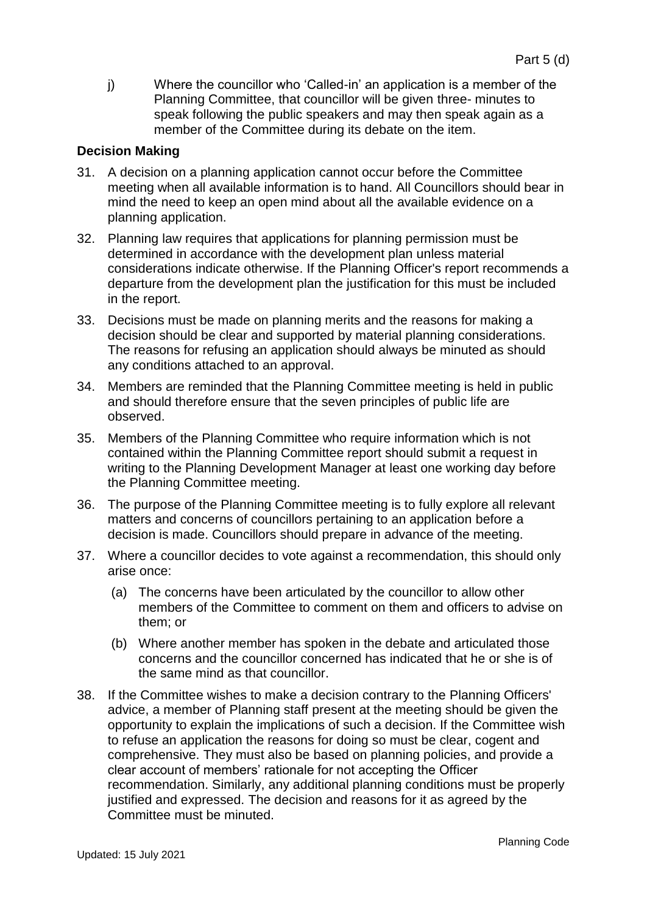j) Where the councillor who 'Called-in' an application is a member of the Planning Committee, that councillor will be given three- minutes to speak following the public speakers and may then speak again as a member of the Committee during its debate on the item.

### Decision Making

31. A decision on a planning application cannot occur before the Committee meeting when all available information is to hand. All Councillors should bear in mind the need to keep an open mind about all the available evidence on a planning application.

32. Planning law requires that applications for planning permission must be determined in accordance with the development plan unless material considerations indicate otherwise. If the Planning Officer's report recommends a departure from the development plan the justification for this must be included in the report.

33. Decisions must be made on planning merits and the reasons for making a decision should be clear and supported by material planning considerations. The reasons for refusing an application should always be minuted as should any conditions attached to an approval.

34. Members are reminded that the Planning Committee meeting is held in public and should therefore ensure that the seven principles of public life are observed.

35. Members of the Planning Committee who require information which is not contained within the Planning Committee report should submit a request in writing to the Planning Development Manager at least one working day before the Planning Committee meeting.

36. The purpose of the Planning Committee meeting is to fully explore all relevant matters and concerns of councillors pertaining to an application before a decision is made. Councillors should prepare in advance of the meeting.

37. Where a councillor decides to vote against a recommendation, this should only arise once:

    (a) The concerns have been articulated by the councillor to allow other members of the Committee to comment on them and officers to advise on them; or

    (b) Where another member has spoken in the debate and articulated those concerns and the councillor concerned has indicated that he or she is of the same mind as that councillor.

38. If the Committee wishes to make a decision contrary to the Planning Officers' advice, a member of Planning staff present at the meeting should be given the opportunity to explain the implications of such a decision. If the Committee wish to refuse an application the reasons for doing so must be clear, cogent and comprehensive. They must also be based on planning policies, and provide a clear account of members' rationale for not accepting the Officer recommendation. Similarly, any additional planning conditions must be properly justified and expressed. The decision and reasons for it as agreed by the Committee must be minuted.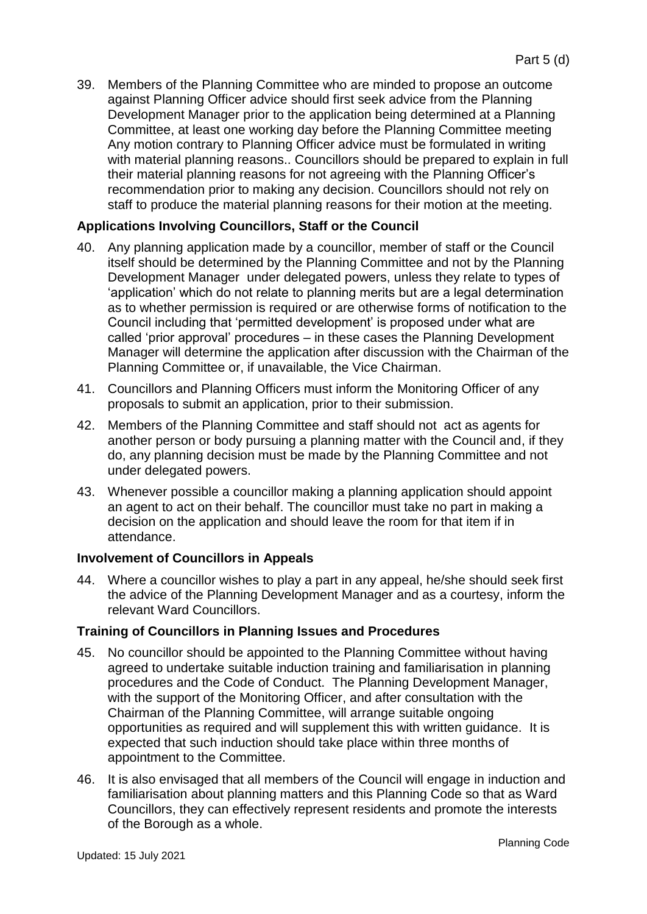39. Members of the Planning Committee who are minded to propose an outcome against Planning Officer advice should first seek advice from the Planning Development Manager prior to the application being determined at a Planning Committee, at least one working day before the Planning Committee meeting Any motion contrary to Planning Officer advice must be formulated in writing with material planning reasons.. Councillors should be prepared to explain in full their material planning reasons for not agreeing with the Planning Officer's recommendation prior to making any decision. Councillors should not rely on staff to produce the material planning reasons for their motion at the meeting.

### Applications Involving Councillors, Staff or the Council

40. Any planning application made by a councillor, member of staff or the Council itself should be determined by the Planning Committee and not by the Planning Development Manager under delegated powers, unless they relate to types of 'application' which do not relate to planning merits but are a legal determination as to whether permission is required or are otherwise forms of notification to the Council including that 'permitted development' is proposed under what are called 'prior approval' procedures – in these cases the Planning Development Manager will determine the application after discussion with the Chairman of the Planning Committee or, if unavailable, the Vice Chairman.
41. Councillors and Planning Officers must inform the Monitoring Officer of any proposals to submit an application, prior to their submission.
42. Members of the Planning Committee and staff should not act as agents for another person or body pursuing a planning matter with the Council and, if they do, any planning decision must be made by the Planning Committee and not under delegated powers.
43. Whenever possible a councillor making a planning application should appoint an agent to act on their behalf. The councillor must take no part in making a decision on the application and should leave the room for that item if in attendance.

### Involvement of Councillors in Appeals

44. Where a councillor wishes to play a part in any appeal, he/she should seek first the advice of the Planning Development Manager and as a courtesy, inform the relevant Ward Councillors.

### Training of Councillors in Planning Issues and Procedures

45. No councillor should be appointed to the Planning Committee without having agreed to undertake suitable induction training and familiarisation in planning procedures and the Code of Conduct. The Planning Development Manager, with the support of the Monitoring Officer, and after consultation with the Chairman of the Planning Committee, will arrange suitable ongoing opportunities as required and will supplement this with written guidance. It is expected that such induction should take place within three months of appointment to the Committee.
46. It is also envisaged that all members of the Council will engage in induction and familiarisation about planning matters and this Planning Code so that as Ward Councillors, they can effectively represent residents and promote the interests of the Borough as a whole.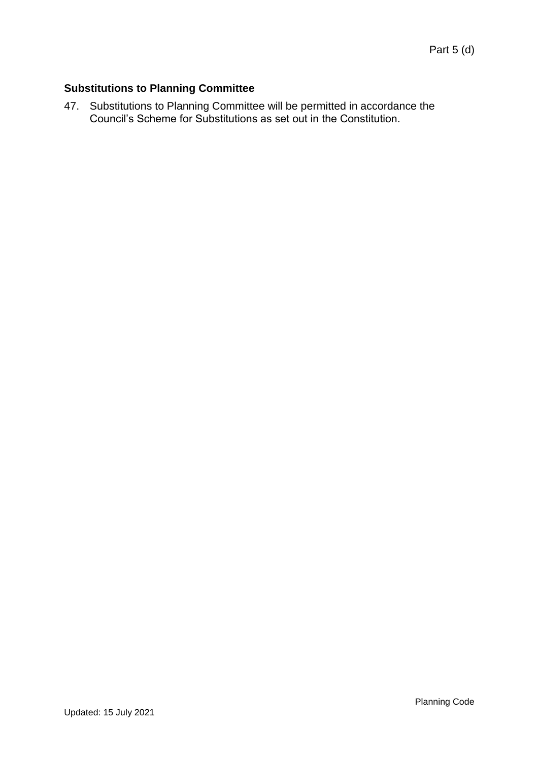**Substitutions to Planning Committee**

47. Substitutions to Planning Committee will be permitted in accordance the Council's Scheme for Substitutions as set out in the Constitution.